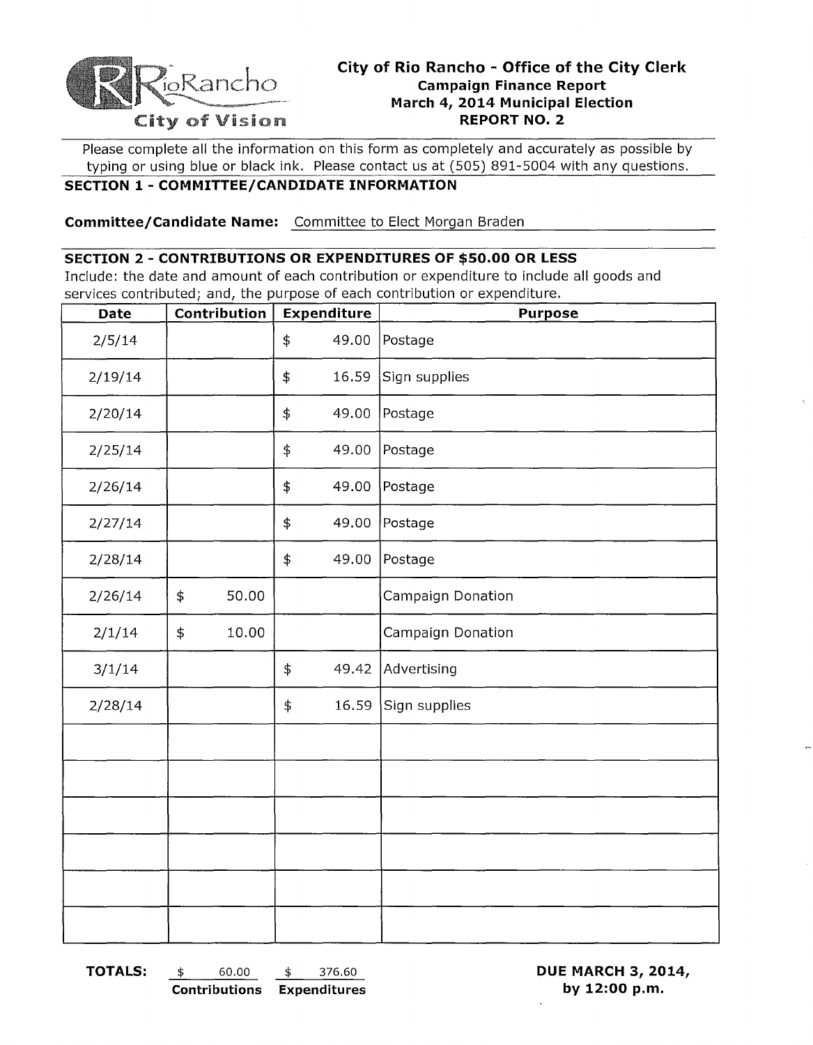RioRancho
City of Vision

# City of Rio Rancho - Office of the City Clerk

## Campaign Finance Report
## March 4, 2014 Municipal Election
## REPORT NO. 2

Please complete all the information on this form as completely and accurately as possible by typing or using blue or black ink. Please contact us at (505) 891-5004 with any questions.

### SECTION 1 - COMMITTEE/CANDIDATE INFORMATION

**Committee/Candidate Name:** Committee to Elect Morgan Braden

### SECTION 2 - CONTRIBUTIONS OR EXPENDITURES OF $50.00 OR LESS

Include: the date and amount of each contribution or expenditure to include all goods and services contributed; and, the purpose of each contribution or expenditure.

| Date | Contribution | Expenditure | Purpose |
|---|---|---|---|
| 2/5/14 | | $ 49.00 | Postage |
| 2/19/14 | | $ 16.59 | Sign supplies |
| 2/20/14 | | $ 49.00 | Postage |
| 2/25/14 | | $ 49.00 | Postage |
| 2/26/14 | | $ 49.00 | Postage |
| 2/27/14 | | $ 49.00 | Postage |
| 2/28/14 | | $ 49.00 | Postage |
| 2/26/14 | $ 50.00 | | Campaign Donation |
| 2/1/14 | $ 10.00 | | Campaign Donation |
| 3/1/14 | | $ 49.42 | Advertising |
| 2/28/14 | | $ 16.59 | Sign supplies |
| | | | |
| | | | |
| | | | |
| | | | |
| | | | |
| | | | |

**TOTALS:** $ 60.00 **Contributions** $ 376.60 **Expenditures**

**DUE MARCH 3, 2014, by 12:00 p.m.**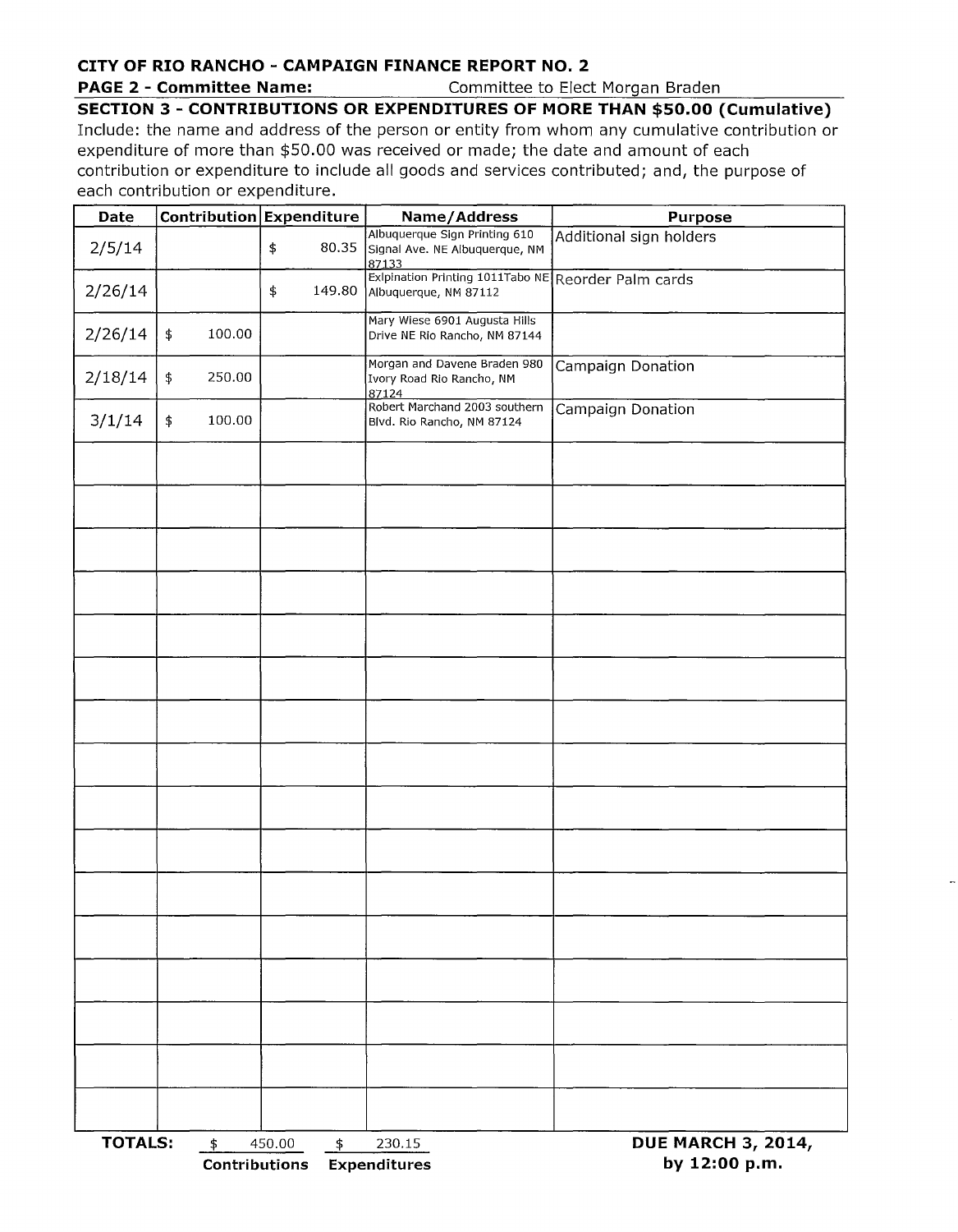**CITY OF RIO RANCHO - CAMPAIGN FINANCE REPORT NO. 2**

**PAGE 2 - Committee Name:** Committee to Elect Morgan Braden

**SECTION 3 - CONTRIBUTIONS OR EXPENDITURES OF MORE THAN $50.00 (Cumulative)**

Include: the name and address of the person or entity from whom any cumulative contribution or expenditure of more than $50.00 was received or made; the date and amount of each contribution or expenditure to include all goods and services contributed; and, the purpose of each contribution or expenditure.

| Date | Contribution | Expenditure | Name/Address | Purpose |
|---|---|---|---|---|
| 2/5/14 | | $ 80.35 | Albuquerque Sign Printing 610 Signal Ave. NE Albuquerque, NM 87133 | Additional sign holders |
| 2/26/14 | | $ 149.80 | Exlpination Printing 1011Tabo NE Albuquerque, NM 87112 | Reorder Palm cards |
| 2/26/14 | $ 100.00 | | Mary Wiese 6901 Augusta Hills Drive NE Rio Rancho, NM 87144 | |
| 2/18/14 | $ 250.00 | | Morgan and Davene Braden 980 Ivory Road Rio Rancho, NM 87124 | Campaign Donation |
| 3/1/14 | $ 100.00 | | Robert Marchand 2003 southern Blvd. Rio Rancho, NM 87124 | Campaign Donation |
| | | | | |
| | | | | |
| | | | | |
| | | | | |
| | | | | |
| | | | | |
| | | | | |
| | | | | |
| | | | | |
| | | | | |
| | | | | |
| | | | | |
| | | | | |
| | | | | |
| | | | | |

**TOTALS:** $ 450.00 Contributions $ 230.15 Expenditures

**DUE MARCH 3, 2014, by 12:00 p.m.**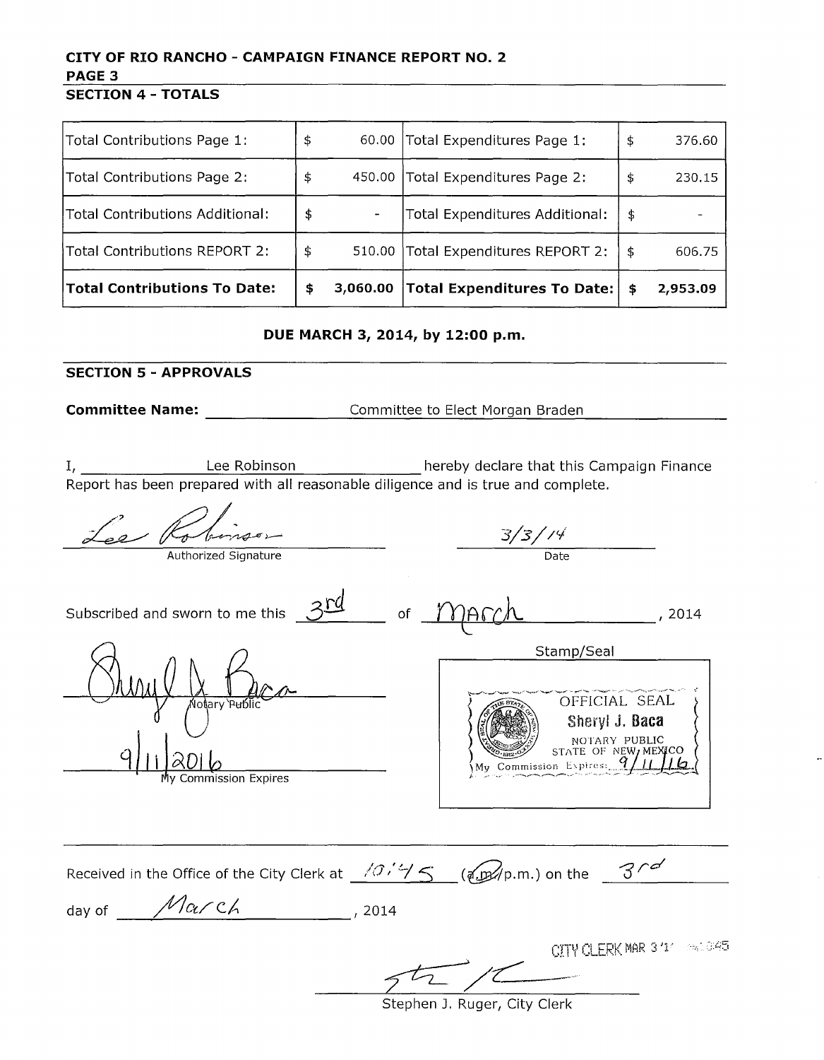**CITY OF RIO RANCHO - CAMPAIGN FINANCE REPORT NO. 2**
**PAGE 3**

## SECTION 4 - TOTALS

| | | | |
|---|---|---|---|
| Total Contributions Page 1: | $ 60.00 | Total Expenditures Page 1: | $ 376.60 |
| Total Contributions Page 2: | $ 450.00 | Total Expenditures Page 2: | $ 230.15 |
| Total Contributions Additional: | $ - | Total Expenditures Additional: | $ - |
| Total Contributions REPORT 2: | $ 510.00 | Total Expenditures REPORT 2: | $ 606.75 |
| **Total Contributions To Date:** | **$ 3,060.00** | **Total Expenditures To Date:** | **$ 2,953.09** |

**DUE MARCH 3, 2014, by 12:00 p.m.**

## SECTION 5 - APPROVALS

**Committee Name:** Committee to Elect Morgan Braden

I, Lee Robinson hereby declare that this Campaign Finance Report has been prepared with all reasonable diligence and is true and complete.

Lee Robinson
Authorized Signature

3/3/14
Date

Subscribed and sworn to me this 3rd of March, 2014

Sheryl J. Baca
Notary Public

9/11/2016
My Commission Expires

Stamp/Seal

OFFICIAL SEAL
Sheryl J. Baca
NOTARY PUBLIC
STATE OF NEW MEXICO
My Commission Expires: 9/11/16

Received in the Office of the City Clerk at 10:45 (a.m./p.m.) on the 3rd day of March, 2014

CITY CLERK MAR 3 '14 AM10:45

Stephen J. Ruger, City Clerk